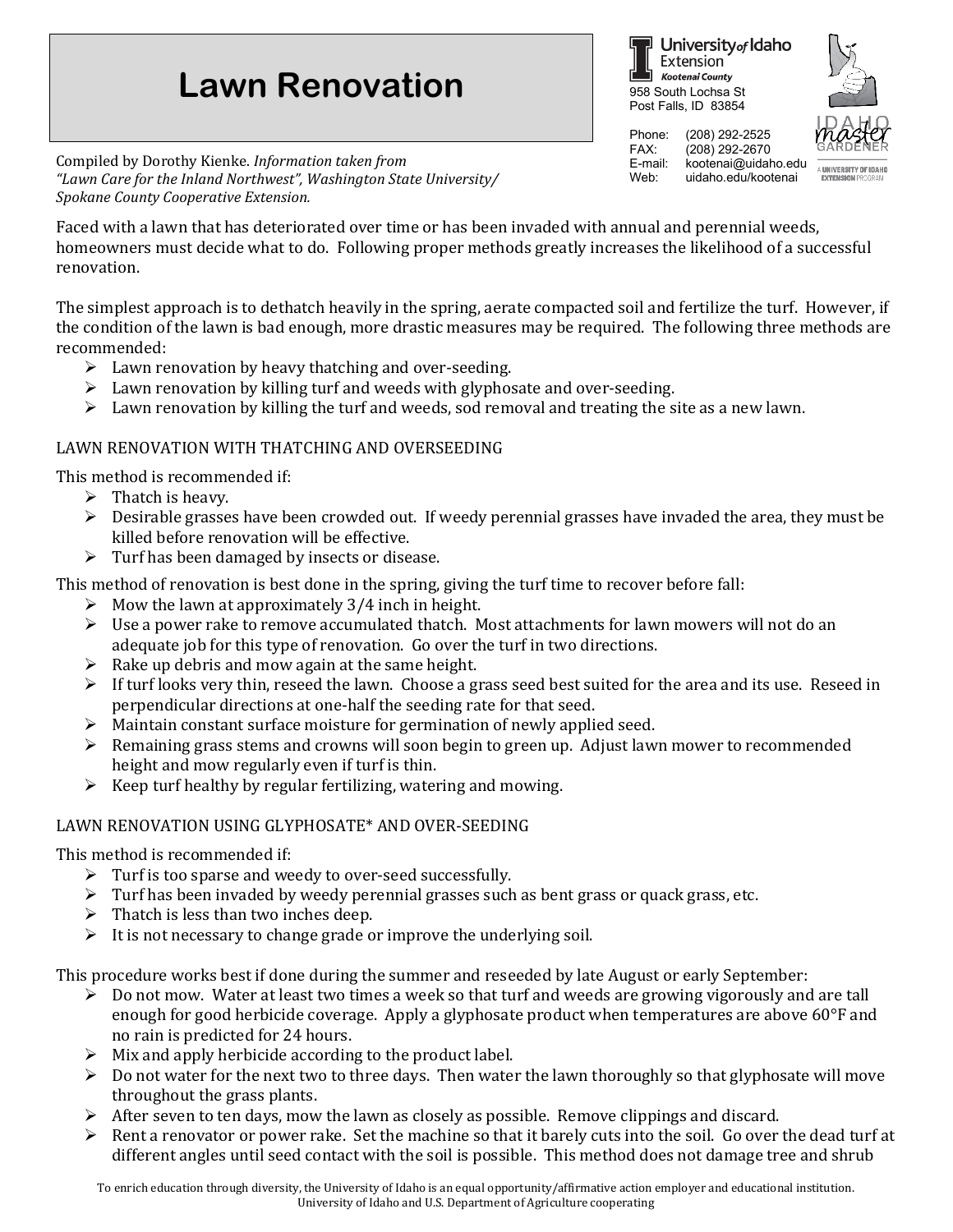# Lawn Renovation

University of Idaho Extension
Kootenai County
958 South Lochsa St
Post Falls, ID 83854

Phone: (208) 292-2525
FAX: (208) 292-2670
E-mail: kootenai@uidaho.edu
Web: uidaho.edu/kootenai

Compiled by Dorothy Kienke. *Information taken from "Lawn Care for the Inland Northwest", Washington State University/ Spokane County Cooperative Extension.*

Faced with a lawn that has deteriorated over time or has been invaded with annual and perennial weeds, homeowners must decide what to do. Following proper methods greatly increases the likelihood of a successful renovation.

The simplest approach is to dethatch heavily in the spring, aerate compacted soil and fertilize the turf. However, if the condition of the lawn is bad enough, more drastic measures may be required. The following three methods are recommended:

- Lawn renovation by heavy thatching and over-seeding.
- Lawn renovation by killing turf and weeds with glyphosate and over-seeding.
- Lawn renovation by killing the turf and weeds, sod removal and treating the site as a new lawn.

## LAWN RENOVATION WITH THATCHING AND OVERSEEDING

This method is recommended if:

- Thatch is heavy.
- Desirable grasses have been crowded out. If weedy perennial grasses have invaded the area, they must be killed before renovation will be effective.
- Turf has been damaged by insects or disease.

This method of renovation is best done in the spring, giving the turf time to recover before fall:

- Mow the lawn at approximately 3/4 inch in height.
- Use a power rake to remove accumulated thatch. Most attachments for lawn mowers will not do an adequate job for this type of renovation. Go over the turf in two directions.
- Rake up debris and mow again at the same height.
- If turf looks very thin, reseed the lawn. Choose a grass seed best suited for the area and its use. Reseed in perpendicular directions at one-half the seeding rate for that seed.
- Maintain constant surface moisture for germination of newly applied seed.
- Remaining grass stems and crowns will soon begin to green up. Adjust lawn mower to recommended height and mow regularly even if turf is thin.
- Keep turf healthy by regular fertilizing, watering and mowing.

## LAWN RENOVATION USING GLYPHOSATE* AND OVER-SEEDING

This method is recommended if:

- Turf is too sparse and weedy to over-seed successfully.
- Turf has been invaded by weedy perennial grasses such as bent grass or quack grass, etc.
- Thatch is less than two inches deep.
- It is not necessary to change grade or improve the underlying soil.

This procedure works best if done during the summer and reseeded by late August or early September:

- Do not mow. Water at least two times a week so that turf and weeds are growing vigorously and are tall enough for good herbicide coverage. Apply a glyphosate product when temperatures are above 60°F and no rain is predicted for 24 hours.
- Mix and apply herbicide according to the product label.
- Do not water for the next two to three days. Then water the lawn thoroughly so that glyphosate will move throughout the grass plants.
- After seven to ten days, mow the lawn as closely as possible. Remove clippings and discard.
- Rent a renovator or power rake. Set the machine so that it barely cuts into the soil. Go over the dead turf at different angles until seed contact with the soil is possible. This method does not damage tree and shrub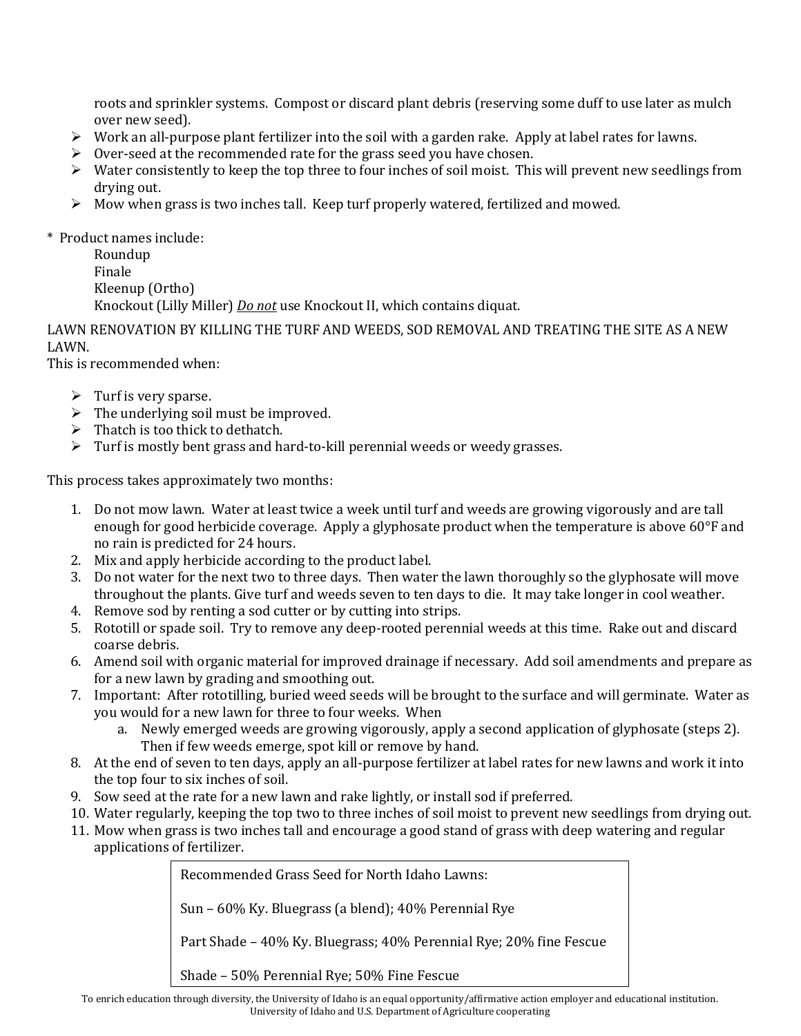roots and sprinkler systems. Compost or discard plant debris (reserving some duff to use later as mulch over new seed).

- Work an all-purpose plant fertilizer into the soil with a garden rake. Apply at label rates for lawns.
- Over-seed at the recommended rate for the grass seed you have chosen.
- Water consistently to keep the top three to four inches of soil moist. This will prevent new seedlings from drying out.
- Mow when grass is two inches tall. Keep turf properly watered, fertilized and mowed.

* Product names include:
Roundup
Finale
Kleenup (Ortho)
Knockout (Lilly Miller) ***Do not*** use Knockout II, which contains diquat.

LAWN RENOVATION BY KILLING THE TURF AND WEEDS, SOD REMOVAL AND TREATING THE SITE AS A NEW LAWN.

This is recommended when:

- Turf is very sparse.
- The underlying soil must be improved.
- Thatch is too thick to dethatch.
- Turf is mostly bent grass and hard-to-kill perennial weeds or weedy grasses.

This process takes approximately two months:

1. Do not mow lawn. Water at least twice a week until turf and weeds are growing vigorously and are tall enough for good herbicide coverage. Apply a glyphosate product when the temperature is above 60°F and no rain is predicted for 24 hours.
2. Mix and apply herbicide according to the product label.
3. Do not water for the next two to three days. Then water the lawn thoroughly so the glyphosate will move throughout the plants. Give turf and weeds seven to ten days to die. It may take longer in cool weather.
4. Remove sod by renting a sod cutter or by cutting into strips.
5. Rototill or spade soil. Try to remove any deep-rooted perennial weeds at this time. Rake out and discard coarse debris.
6. Amend soil with organic material for improved drainage if necessary. Add soil amendments and prepare as for a new lawn by grading and smoothing out.
7. Important: After rototilling, buried weed seeds will be brought to the surface and will germinate. Water as you would for a new lawn for three to four weeks. When
    a. Newly emerged weeds are growing vigorously, apply a second application of glyphosate (steps 2). Then if few weeds emerge, spot kill or remove by hand.
8. At the end of seven to ten days, apply an all-purpose fertilizer at label rates for new lawns and work it into the top four to six inches of soil.
9. Sow seed at the rate for a new lawn and rake lightly, or install sod if preferred.
10. Water regularly, keeping the top two to three inches of soil moist to prevent new seedlings from drying out.
11. Mow when grass is two inches tall and encourage a good stand of grass with deep watering and regular applications of fertilizer.

Recommended Grass Seed for North Idaho Lawns:

Sun – 60% Ky. Bluegrass (a blend); 40% Perennial Rye

Part Shade – 40% Ky. Bluegrass; 40% Perennial Rye; 20% fine Fescue

Shade – 50% Perennial Rye; 50% Fine Fescue

To enrich education through diversity, the University of Idaho is an equal opportunity/affirmative action employer and educational institution.
University of Idaho and U.S. Department of Agriculture cooperating